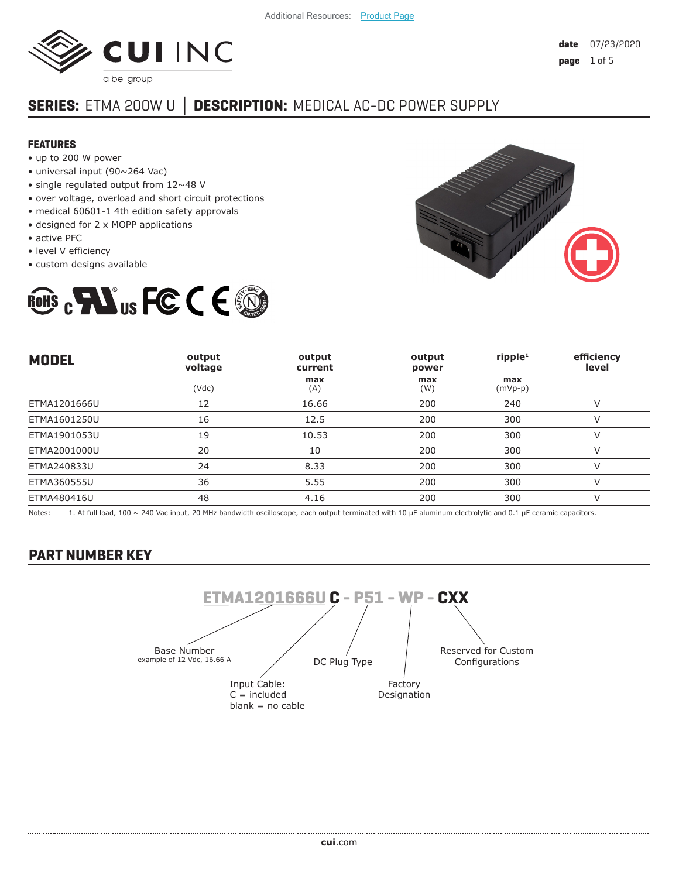Additional Resources: Product Page

# SERIES: ETMA 200W U │ DESCRIPTION: MEDICAL AC-DC POWER SUPPLY

## FEATURES

- up to 200 W power
- universal input (90~264 Vac)
- single regulated output from 12~48 V
- over voltage, overload and short circuit protections
- medical 60601-1 4th edition safety approvals
- designed for 2 x MOPP applications
- active PFC
- level V efficiency
- custom designs available

| MODEL | output voltage (Vdc) | output current max (A) | output power max (W) | ripple[1] max (mVp-p) | efficiency level |
|---|---|---|---|---|---|
| ETMA1201666U | 12 | 16.66 | 200 | 240 | V |
| ETMA1601250U | 16 | 12.5 | 200 | 300 | V |
| ETMA1901053U | 19 | 10.53 | 200 | 300 | V |
| ETMA2001000U | 20 | 10 | 200 | 300 | V |
| ETMA240833U | 24 | 8.33 | 200 | 300 | V |
| ETMA360555U | 36 | 5.55 | 200 | 300 | V |
| ETMA480416U | 48 | 4.16 | 200 | 300 | V |

Notes: 1. At full load, 100 ~ 240 Vac input, 20 MHz bandwidth oscilloscope, each output terminated with 10 μF aluminum electrolytic and 0.1 μF ceramic capacitors.

## PART NUMBER KEY

**ETMA1201666U C - P51 - WP - CXX**

- Base Number: example of 12 Vdc, 16.66 A
- Input Cable: C = included, blank = no cable
- DC Plug Type
- Factory Designation
- Reserved for Custom Configurations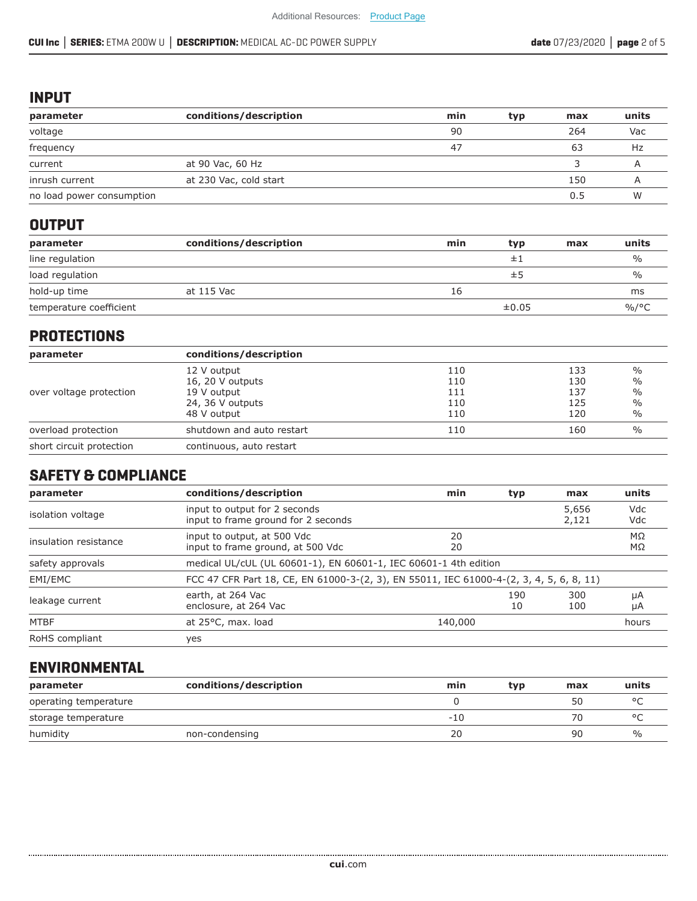## INPUT

| parameter | conditions/description | min | typ | max | units |
|---|---|---|---|---|---|
| voltage | | 90 | | 264 | Vac |
| frequency | | 47 | | 63 | Hz |
| current | at 90 Vac, 60 Hz | | | 3 | A |
| inrush current | at 230 Vac, cold start | | | 150 | A |
| no load power consumption | | | | 0.5 | W |

## OUTPUT

| parameter | conditions/description | min | typ | max | units |
|---|---|---|---|---|---|
| line regulation | | | ±1 | | % |
| load regulation | | | ±5 | | % |
| hold-up time | at 115 Vac | 16 | | | ms |
| temperature coefficient | | | ±0.05 | | %/°C |

## PROTECTIONS

| parameter | conditions/description | min | typ | max | units |
|---|---|---|---|---|---|
| over voltage protection | 12 V output<br>16, 20 V outputs<br>19 V output<br>24, 36 V outputs<br>48 V output | 110<br>110<br>111<br>110<br>110 | | 133<br>130<br>137<br>125<br>120 | %<br>%<br>%<br>%<br>% |
| overload protection | shutdown and auto restart | 110 | | 160 | % |
| short circuit protection | continuous, auto restart | | | | |

## SAFETY & COMPLIANCE

| parameter | conditions/description | min | typ | max | units |
|---|---|---|---|---|---|
| isolation voltage | input to output for 2 seconds<br>input to frame ground for 2 seconds | | | 5,656<br>2,121 | Vdc<br>Vdc |
| insulation resistance | input to output, at 500 Vdc<br>input to frame ground, at 500 Vdc | 20<br>20 | | | MΩ<br>MΩ |
| safety approvals | medical UL/cUL (UL 60601-1), EN 60601-1, IEC 60601-1 4th edition | | | | |
| EMI/EMC | FCC 47 CFR Part 18, CE, EN 61000-3-(2, 3), EN 55011, IEC 61000-4-(2, 3, 4, 5, 6, 8, 11) | | | | |
| leakage current | earth, at 264 Vac<br>enclosure, at 264 Vac | | 190<br>10 | 300<br>100 | μA<br>μA |
| MTBF | at 25°C, max. load | 140,000 | | | hours |
| RoHS compliant | yes | | | | |

## ENVIRONMENTAL

| parameter | conditions/description | min | typ | max | units |
|---|---|---|---|---|---|
| operating temperature | | 0 | | 50 | °C |
| storage temperature | | -10 | | 70 | °C |
| humidity | non-condensing | 20 | | 90 | % |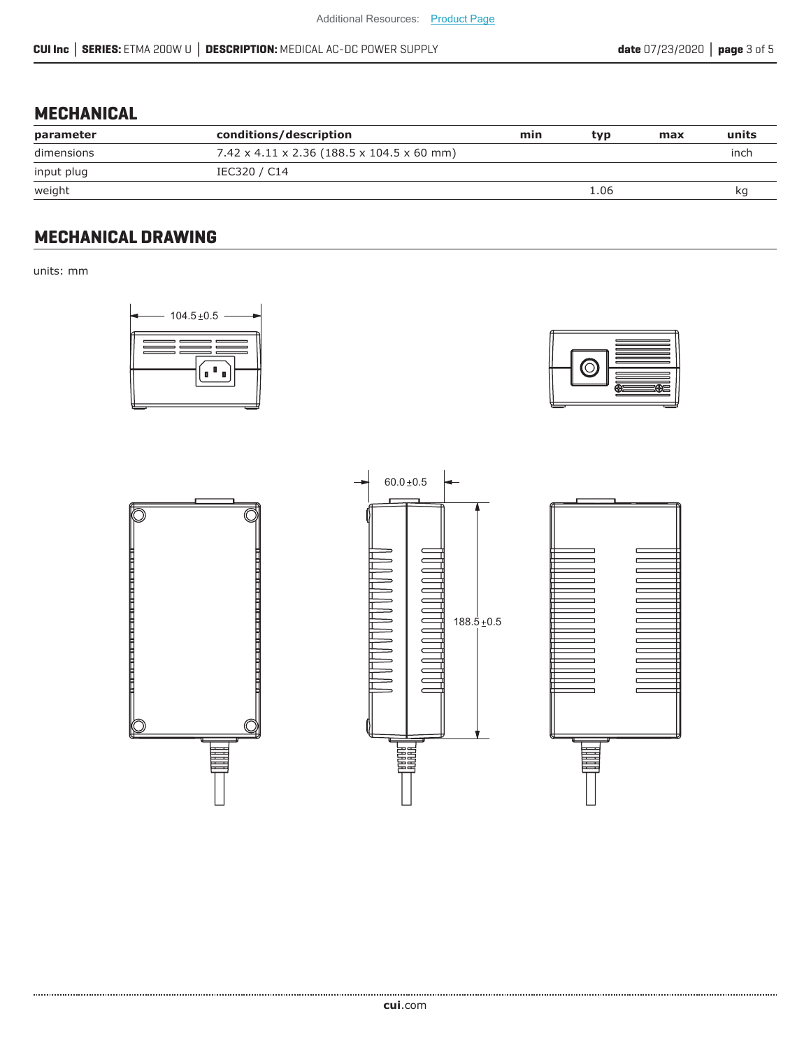## MECHANICAL

| parameter | conditions/description | min | typ | max | units |
|---|---|---|---|---|---|
| dimensions | 7.42 x 4.11 x 2.36 (188.5 x 104.5 x 60 mm) | | | | inch |
| input plug | IEC320 / C14 | | | | |
| weight | | | 1.06 | | kg |

## MECHANICAL DRAWING

units: mm

104.5±0.5

60.0±0.5

188.5±0.5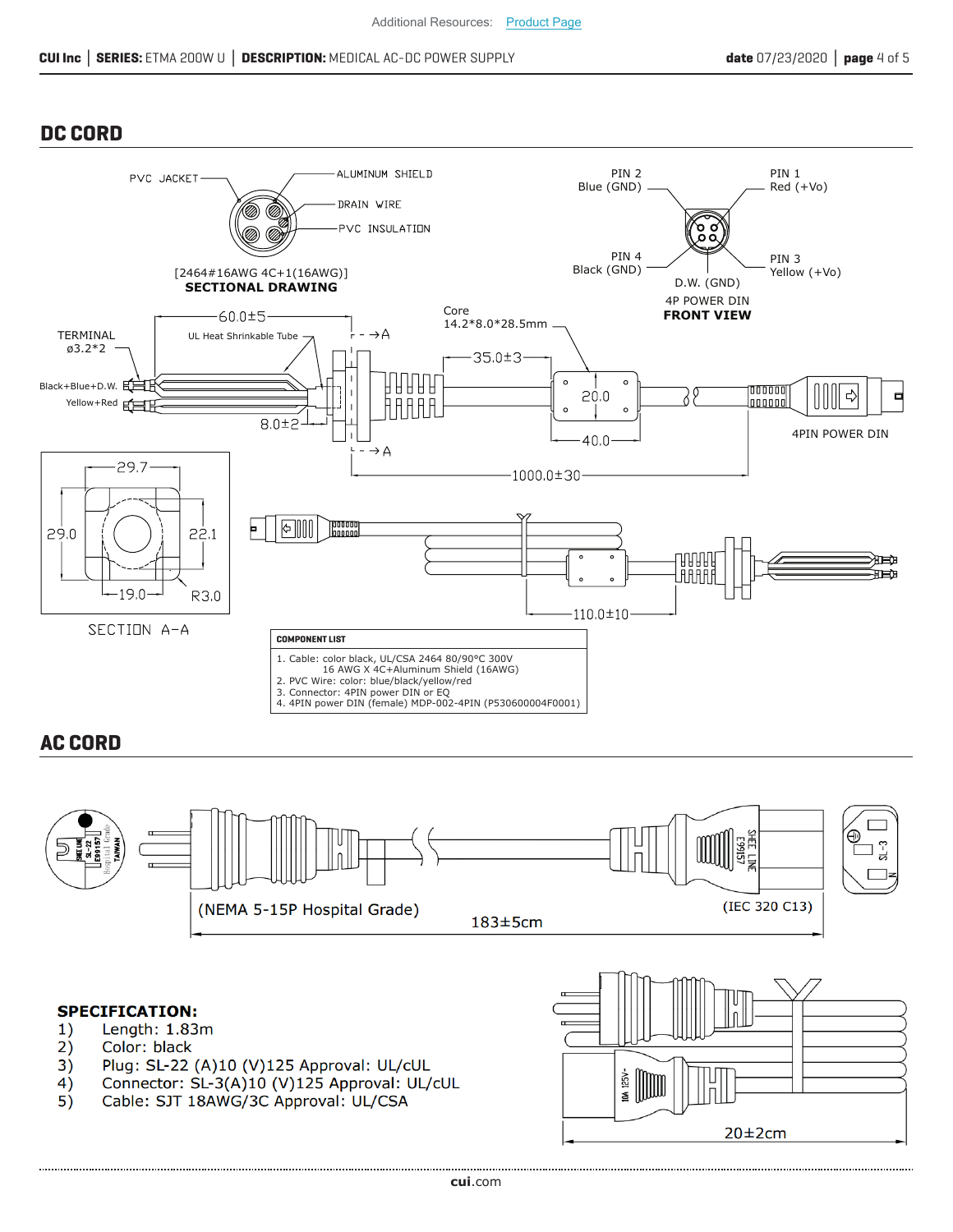Additional Resources: Product Page

## DC CORD

PVC JACKET

ALUMINUM SHIELD

DRAIN WIRE

PVC INSULATION

[2464#16AWG 4C+1(16AWG)]

**SECTIONAL DRAWING**

PIN 2 Blue (GND)

PIN 1 Red (+Vo)

PIN 4 Black (GND)

PIN 3 Yellow (+Vo)

D.W. (GND)

4P POWER DIN

**FRONT VIEW**

TERMINAL ø3.2*2

UL Heat Shrinkable Tube

60.0±5

Core 14.2*8.0*28.5mm

35.0±3

Black+Blue+D.W.

Yellow+Red

8.0±2

20.0

40.0

4PIN POWER DIN

1000.0±30

29.7

29.0

22.1

19.0

R3.0

SECTION A-A

110.0±10

| COMPONENT LIST |
|---|
| 1. Cable: color black, UL/CSA 2464 80/90°C 300V 16 AWG X 4C+Aluminum Shield (16AWG) |
| 2. PVC Wire: color: blue/black/yellow/red |
| 3. Connector: 4PIN power DIN or EQ |
| 4. 4PIN power DIN (female) MDP-002-4PIN (P530600004F0001) |

## AC CORD

(NEMA 5-15P Hospital Grade)

(IEC 320 C13)

183±5cm

20±2cm

**SPECIFICATION:**

1) Length: 1.83m
2) Color: black
3) Plug: SL-22 (A)10 (V)125 Approval: UL/cUL
4) Connector: SL-3(A)10 (V)125 Approval: UL/cUL
5) Cable: SJT 18AWG/3C Approval: UL/CSA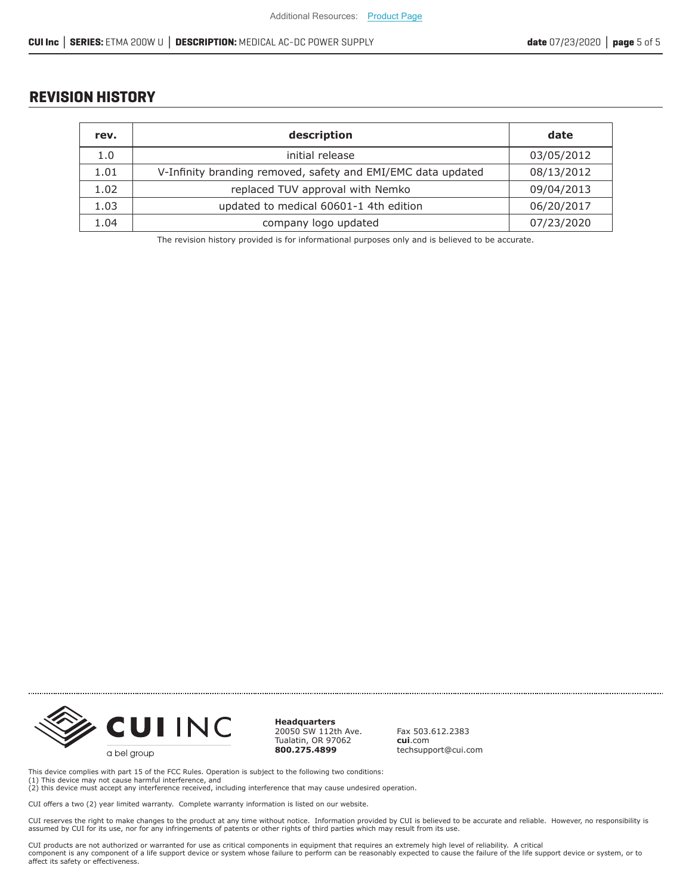Additional Resources: Product Page

## REVISION HISTORY

| rev. | description | date |
| --- | --- | --- |
| 1.0 | initial release | 03/05/2012 |
| 1.01 | V-Infinity branding removed, safety and EMI/EMC data updated | 08/13/2012 |
| 1.02 | replaced TUV approval with Nemko | 09/04/2013 |
| 1.03 | updated to medical 60601-1 4th edition | 06/20/2017 |
| 1.04 | company logo updated | 07/23/2020 |

The revision history provided is for informational purposes only and is believed to be accurate.

CUI INC
a bel group

**Headquarters**
20050 SW 112th Ave.
Tualatin, OR 97062
**800.275.4899**

Fax 503.612.2383
**cui**.com
techsupport@cui.com

This device complies with part 15 of the FCC Rules. Operation is subject to the following two conditions:
(1) This device may not cause harmful interference, and
(2) this device must accept any interference received, including interference that may cause undesired operation.

CUI offers a two (2) year limited warranty. Complete warranty information is listed on our website.

CUI reserves the right to make changes to the product at any time without notice. Information provided by CUI is believed to be accurate and reliable. However, no responsibility is assumed by CUI for its use, nor for any infringements of patents or other rights of third parties which may result from its use.

CUI products are not authorized or warranted for use as critical components in equipment that requires an extremely high level of reliability. A critical component is any component of a life support device or system whose failure to perform can be reasonably expected to cause the failure of the life support device or system, or to affect its safety or effectiveness.